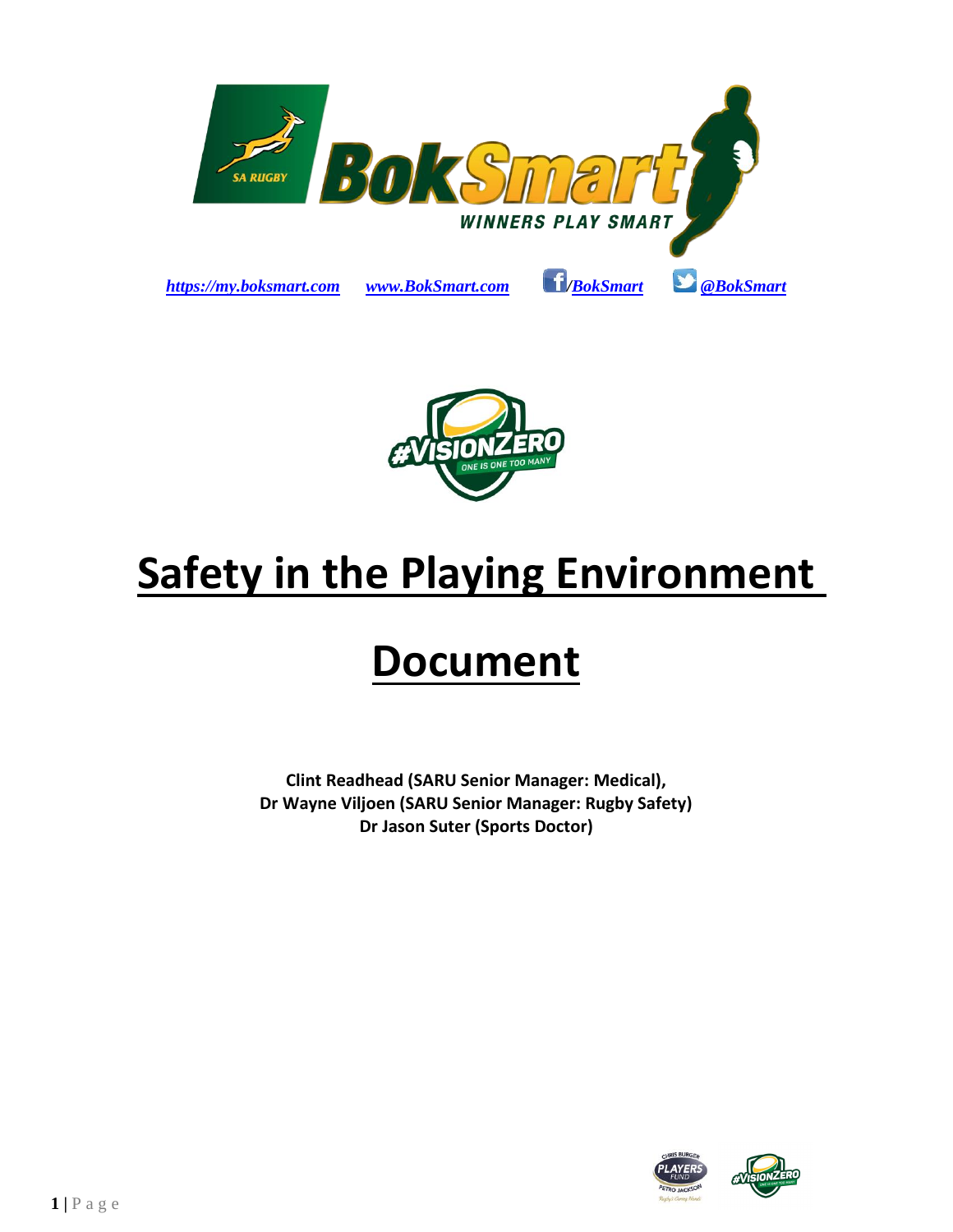*https://my.boksmart.com* *www.BokSmart.com* */BokSmart* *@BokSmart*

# Safety in the Playing Environment Document

**Clint Readhead (SARU Senior Manager: Medical),**
**Dr Wayne Viljoen (SARU Senior Manager: Rugby Safety)**
**Dr Jason Suter (Sports Doctor)**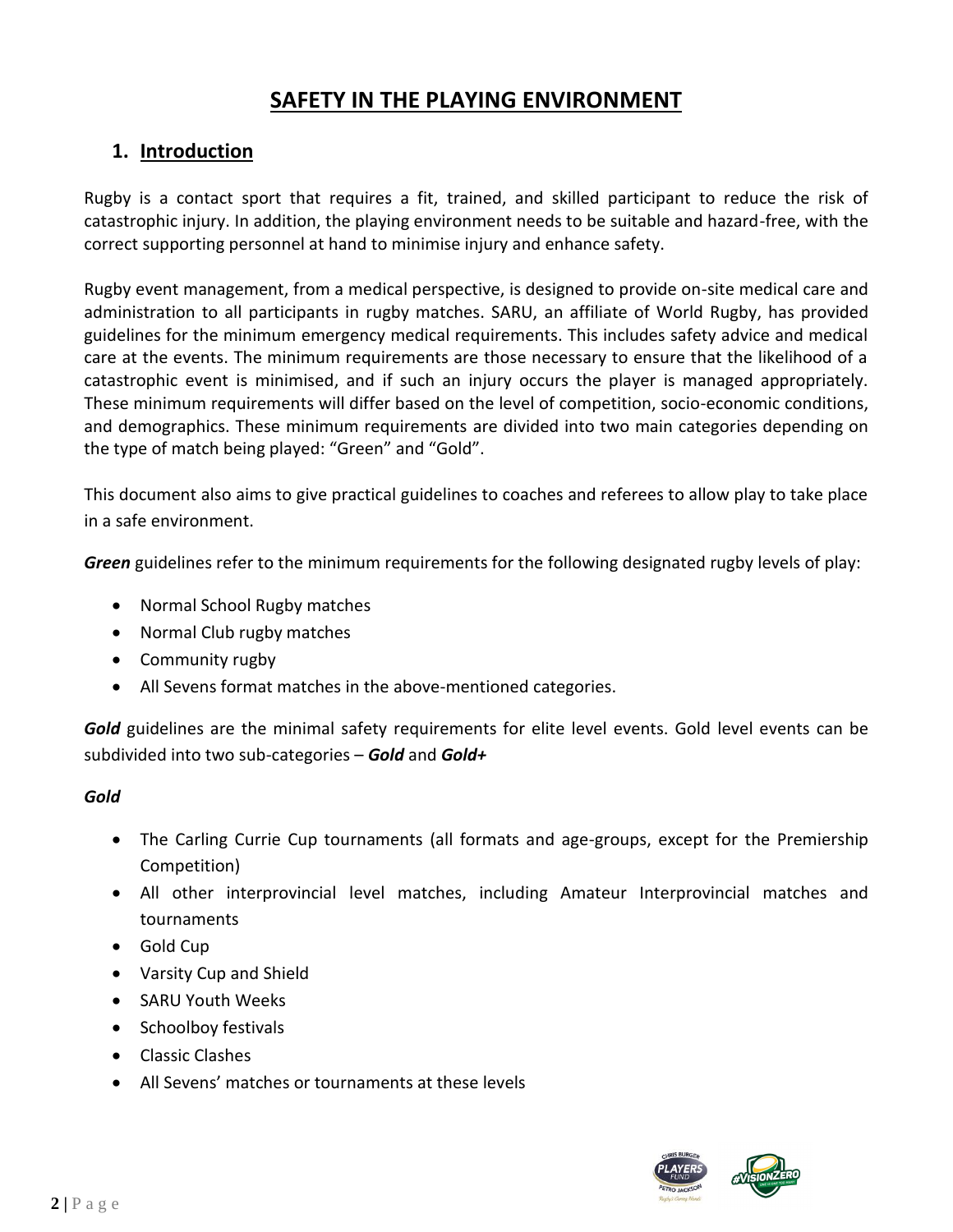# SAFETY IN THE PLAYING ENVIRONMENT

## 1. Introduction

Rugby is a contact sport that requires a fit, trained, and skilled participant to reduce the risk of catastrophic injury. In addition, the playing environment needs to be suitable and hazard-free, with the correct supporting personnel at hand to minimise injury and enhance safety.

Rugby event management, from a medical perspective, is designed to provide on-site medical care and administration to all participants in rugby matches. SARU, an affiliate of World Rugby, has provided guidelines for the minimum emergency medical requirements. This includes safety advice and medical care at the events. The minimum requirements are those necessary to ensure that the likelihood of a catastrophic event is minimised, and if such an injury occurs the player is managed appropriately. These minimum requirements will differ based on the level of competition, socio-economic conditions, and demographics. These minimum requirements are divided into two main categories depending on the type of match being played: "Green" and "Gold".

This document also aims to give practical guidelines to coaches and referees to allow play to take place in a safe environment.

***Green*** guidelines refer to the minimum requirements for the following designated rugby levels of play:

- Normal School Rugby matches
- Normal Club rugby matches
- Community rugby
- All Sevens format matches in the above-mentioned categories.

***Gold*** guidelines are the minimal safety requirements for elite level events. Gold level events can be subdivided into two sub-categories – ***Gold*** and ***Gold+***

***Gold***

- The Carling Currie Cup tournaments (all formats and age-groups, except for the Premiership Competition)
- All other interprovincial level matches, including Amateur Interprovincial matches and tournaments
- Gold Cup
- Varsity Cup and Shield
- SARU Youth Weeks
- Schoolboy festivals
- Classic Clashes
- All Sevens' matches or tournaments at these levels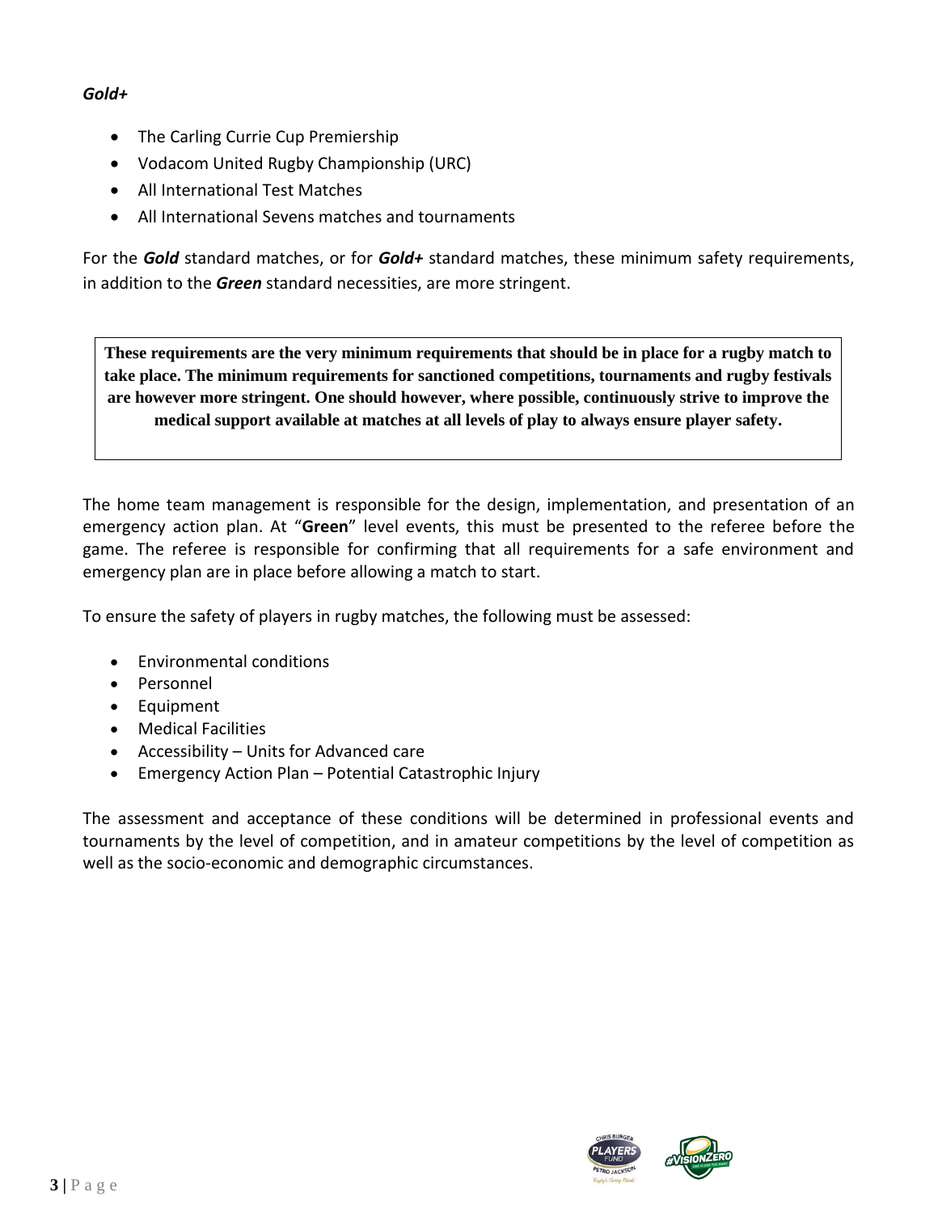***Gold+***

- The Carling Currie Cup Premiership
- Vodacom United Rugby Championship (URC)
- All International Test Matches
- All International Sevens matches and tournaments

For the ***Gold*** standard matches, or for ***Gold+*** standard matches, these minimum safety requirements, in addition to the ***Green*** standard necessities, are more stringent.

> **These requirements are the very minimum requirements that should be in place for a rugby match to take place. The minimum requirements for sanctioned competitions, tournaments and rugby festivals are however more stringent. One should however, where possible, continuously strive to improve the medical support available at matches at all levels of play to always ensure player safety.**

The home team management is responsible for the design, implementation, and presentation of an emergency action plan. At "**Green**" level events, this must be presented to the referee before the game. The referee is responsible for confirming that all requirements for a safe environment and emergency plan are in place before allowing a match to start.

To ensure the safety of players in rugby matches, the following must be assessed:

- Environmental conditions
- Personnel
- Equipment
- Medical Facilities
- Accessibility – Units for Advanced care
- Emergency Action Plan – Potential Catastrophic Injury

The assessment and acceptance of these conditions will be determined in professional events and tournaments by the level of competition, and in amateur competitions by the level of competition as well as the socio-economic and demographic circumstances.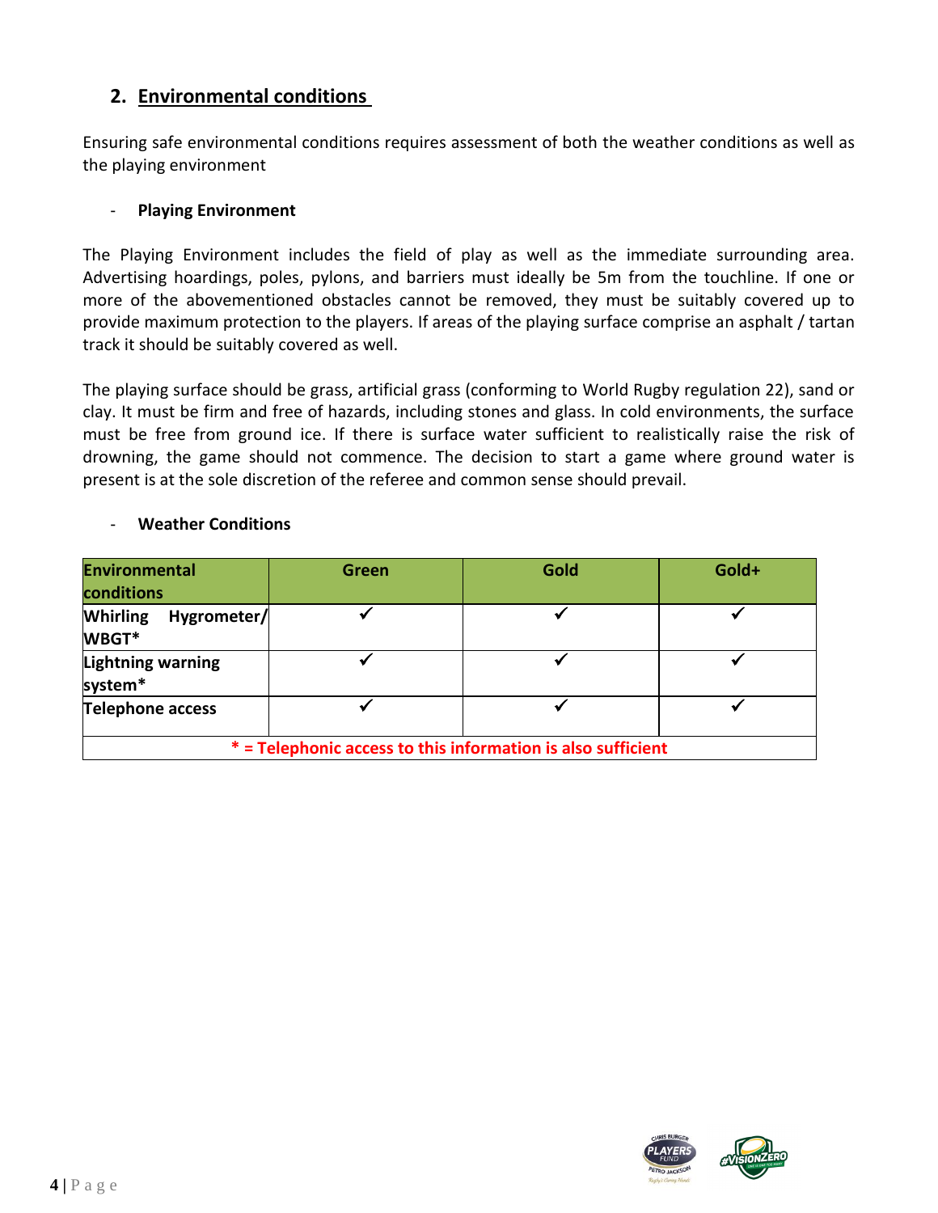## 2. Environmental conditions

Ensuring safe environmental conditions requires assessment of both the weather conditions as well as the playing environment

- **Playing Environment**

The Playing Environment includes the field of play as well as the immediate surrounding area. Advertising hoardings, poles, pylons, and barriers must ideally be 5m from the touchline. If one or more of the abovementioned obstacles cannot be removed, they must be suitably covered up to provide maximum protection to the players. If areas of the playing surface comprise an asphalt / tartan track it should be suitably covered as well.

The playing surface should be grass, artificial grass (conforming to World Rugby regulation 22), sand or clay. It must be firm and free of hazards, including stones and glass. In cold environments, the surface must be free from ground ice. If there is surface water sufficient to realistically raise the risk of drowning, the game should not commence. The decision to start a game where ground water is present is at the sole discretion of the referee and common sense should prevail.

- **Weather Conditions**

| Environmental conditions | Green | Gold | Gold+ |
|---|---|---|---|
| **Whirling Hygrometer/ WBGT*** | ✓ | ✓ | ✓ |
| **Lightning warning system*** | ✓ | ✓ | ✓ |
| **Telephone access** | ✓ | ✓ | ✓ |
| * = Telephonic access to this information is also sufficient | | | |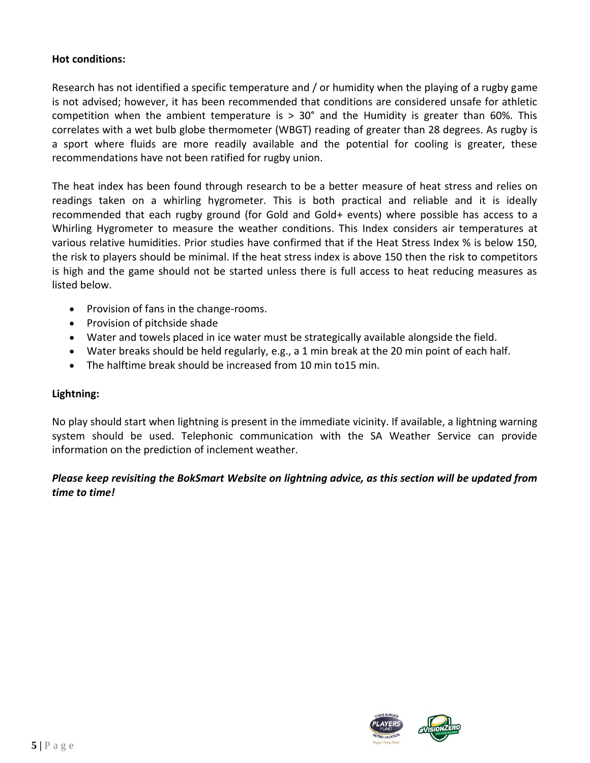**Hot conditions:**

Research has not identified a specific temperature and / or humidity when the playing of a rugby game is not advised; however, it has been recommended that conditions are considered unsafe for athletic competition when the ambient temperature is > 30° and the Humidity is greater than 60%. This correlates with a wet bulb globe thermometer (WBGT) reading of greater than 28 degrees. As rugby is a sport where fluids are more readily available and the potential for cooling is greater, these recommendations have not been ratified for rugby union.

The heat index has been found through research to be a better measure of heat stress and relies on readings taken on a whirling hygrometer. This is both practical and reliable and it is ideally recommended that each rugby ground (for Gold and Gold+ events) where possible has access to a Whirling Hygrometer to measure the weather conditions. This Index considers air temperatures at various relative humidities. Prior studies have confirmed that if the Heat Stress Index % is below 150, the risk to players should be minimal. If the heat stress index is above 150 then the risk to competitors is high and the game should not be started unless there is full access to heat reducing measures as listed below.

- Provision of fans in the change-rooms.
- Provision of pitchside shade
- Water and towels placed in ice water must be strategically available alongside the field.
- Water breaks should be held regularly, e.g., a 1 min break at the 20 min point of each half.
- The halftime break should be increased from 10 min to15 min.

**Lightning:**

No play should start when lightning is present in the immediate vicinity. If available, a lightning warning system should be used. Telephonic communication with the SA Weather Service can provide information on the prediction of inclement weather.

***Please keep revisiting the BokSmart Website on lightning advice, as this section will be updated from time to time!***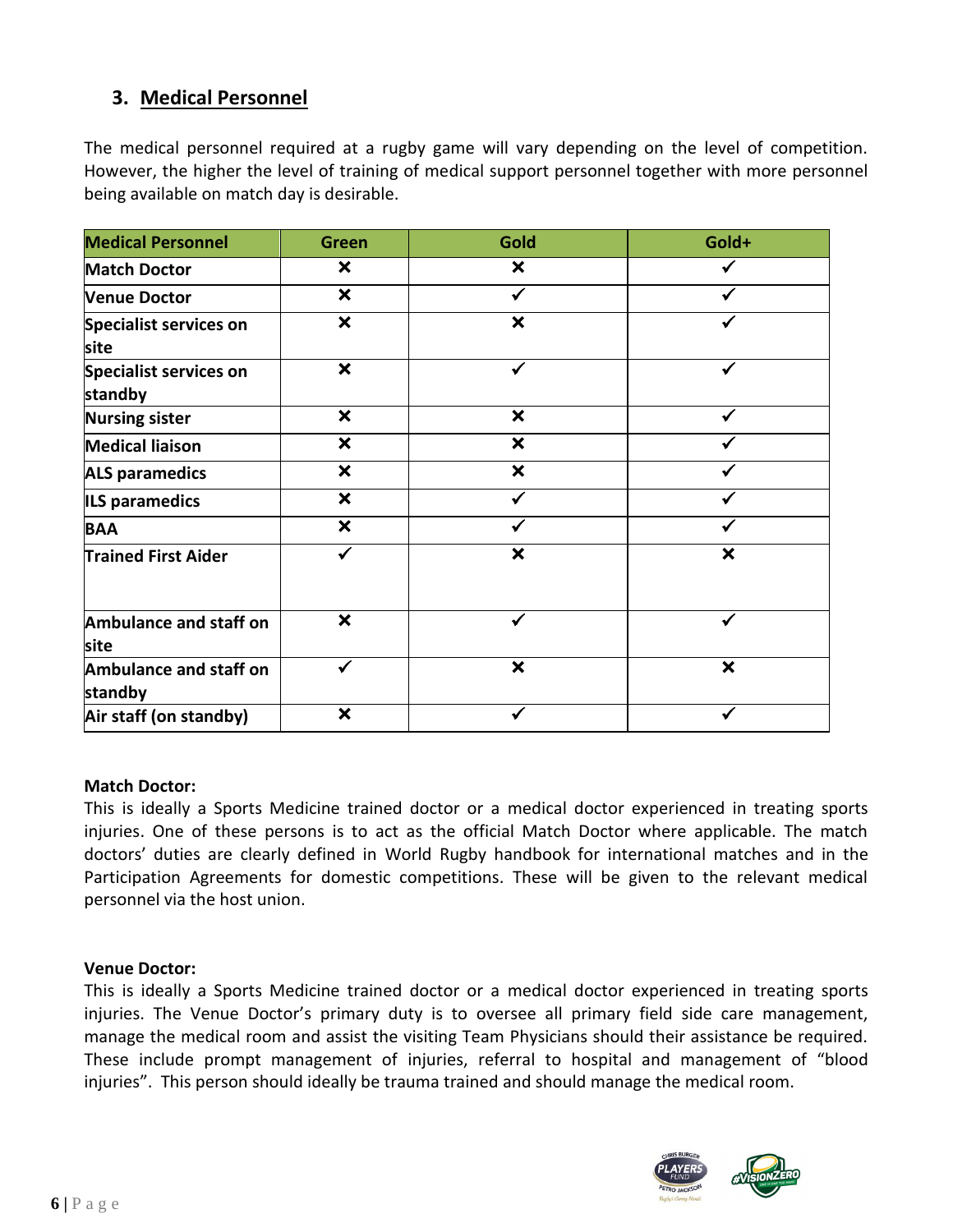## 3. Medical Personnel

The medical personnel required at a rugby game will vary depending on the level of competition. However, the higher the level of training of medical support personnel together with more personnel being available on match day is desirable.

| Medical Personnel | Green | Gold | Gold+ |
| --- | --- | --- | --- |
| Match Doctor | ✗ | ✗ | ✓ |
| Venue Doctor | ✗ | ✓ | ✓ |
| Specialist services on site | ✗ | ✗ | ✓ |
| Specialist services on standby | ✗ | ✓ | ✓ |
| Nursing sister | ✗ | ✗ | ✓ |
| Medical liaison | ✗ | ✗ | ✓ |
| ALS paramedics | ✗ | ✗ | ✓ |
| ILS paramedics | ✗ | ✓ | ✓ |
| BAA | ✗ | ✓ | ✓ |
| Trained First Aider | ✓ | ✗ | ✗ |
| Ambulance and staff on site | ✗ | ✓ | ✓ |
| Ambulance and staff on standby | ✓ | ✗ | ✗ |
| Air staff (on standby) | ✗ | ✓ | ✓ |

**Match Doctor:**
This is ideally a Sports Medicine trained doctor or a medical doctor experienced in treating sports injuries. One of these persons is to act as the official Match Doctor where applicable. The match doctors' duties are clearly defined in World Rugby handbook for international matches and in the Participation Agreements for domestic competitions. These will be given to the relevant medical personnel via the host union.

**Venue Doctor:**
This is ideally a Sports Medicine trained doctor or a medical doctor experienced in treating sports injuries. The Venue Doctor's primary duty is to oversee all primary field side care management, manage the medical room and assist the visiting Team Physicians should their assistance be required. These include prompt management of injuries, referral to hospital and management of "blood injuries". This person should ideally be trauma trained and should manage the medical room.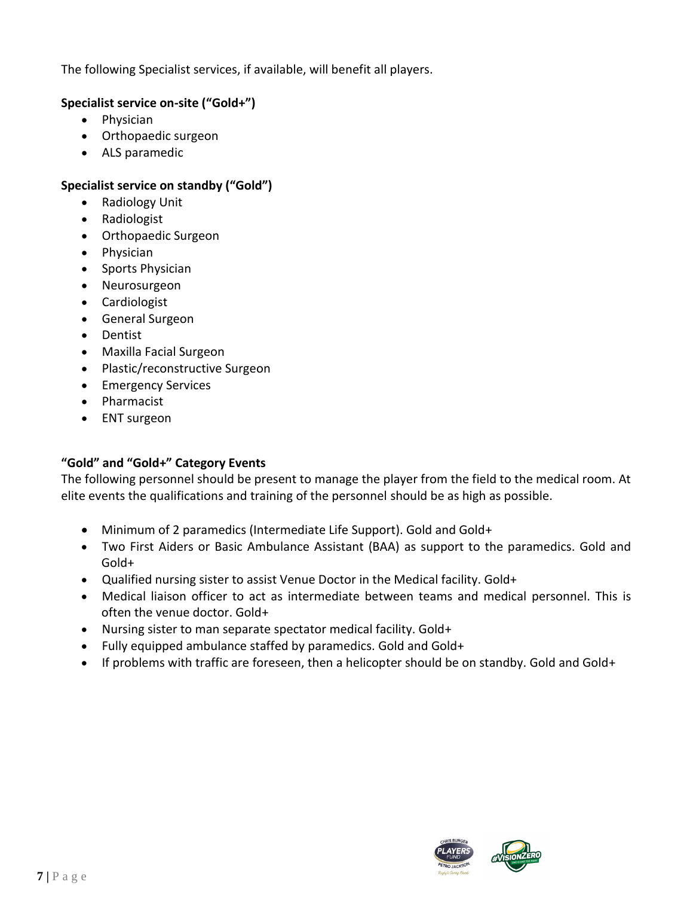The following Specialist services, if available, will benefit all players.

**Specialist service on-site ("Gold+")**

- Physician
- Orthopaedic surgeon
- ALS paramedic

**Specialist service on standby ("Gold")**

- Radiology Unit
- Radiologist
- Orthopaedic Surgeon
- Physician
- Sports Physician
- Neurosurgeon
- Cardiologist
- General Surgeon
- Dentist
- Maxilla Facial Surgeon
- Plastic/reconstructive Surgeon
- Emergency Services
- Pharmacist
- ENT surgeon

**"Gold" and "Gold+" Category Events**

The following personnel should be present to manage the player from the field to the medical room. At elite events the qualifications and training of the personnel should be as high as possible.

- Minimum of 2 paramedics (Intermediate Life Support). Gold and Gold+
- Two First Aiders or Basic Ambulance Assistant (BAA) as support to the paramedics. Gold and Gold+
- Qualified nursing sister to assist Venue Doctor in the Medical facility. Gold+
- Medical liaison officer to act as intermediate between teams and medical personnel. This is often the venue doctor. Gold+
- Nursing sister to man separate spectator medical facility. Gold+
- Fully equipped ambulance staffed by paramedics. Gold and Gold+
- If problems with traffic are foreseen, then a helicopter should be on standby. Gold and Gold+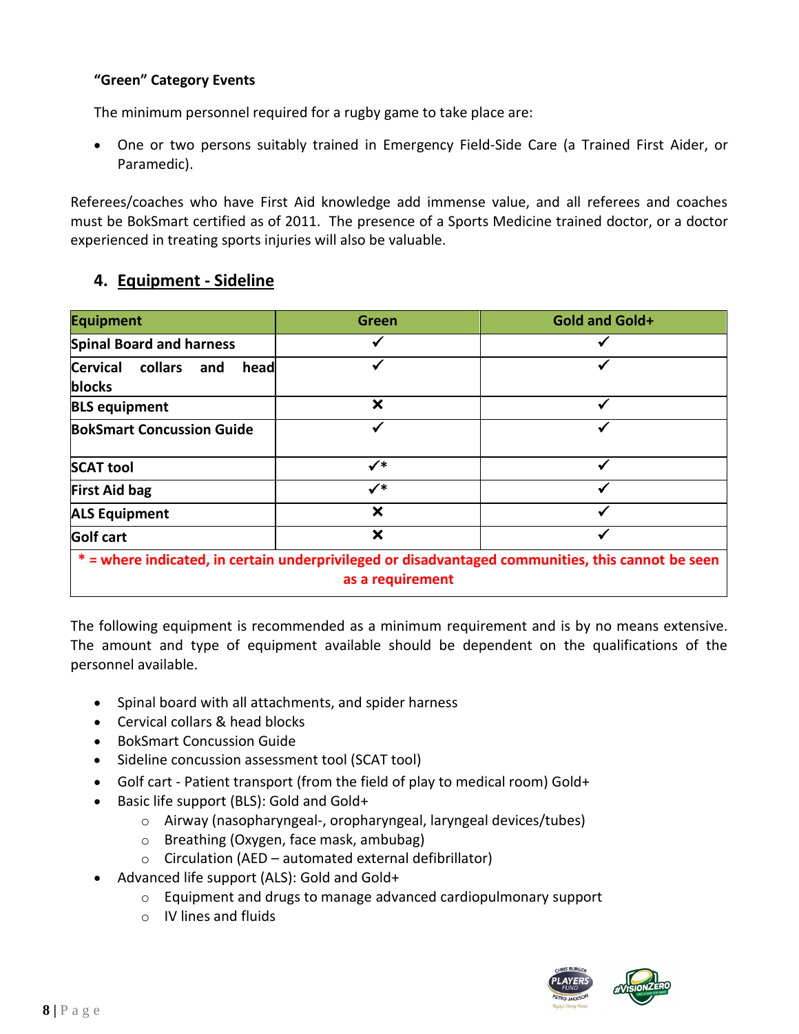**"Green" Category Events**

The minimum personnel required for a rugby game to take place are:

- One or two persons suitably trained in Emergency Field-Side Care (a Trained First Aider, or Paramedic).

Referees/coaches who have First Aid knowledge add immense value, and all referees and coaches must be BokSmart certified as of 2011. The presence of a Sports Medicine trained doctor, or a doctor experienced in treating sports injuries will also be valuable.

## 4. Equipment - Sideline

| Equipment | Green | Gold and Gold+ |
|---|---|---|
| Spinal Board and harness | ✓ | ✓ |
| Cervical collars and head blocks | ✓ | ✓ |
| BLS equipment | ✗ | ✓ |
| BokSmart Concussion Guide | ✓ | ✓ |
| SCAT tool | ✓* | ✓ |
| First Aid bag | ✓* | ✓ |
| ALS Equipment | ✗ | ✓ |
| Golf cart | ✗ | ✓ |
| * = where indicated, in certain underprivileged or disadvantaged communities, this cannot be seen as a requirement | | |

The following equipment is recommended as a minimum requirement and is by no means extensive. The amount and type of equipment available should be dependent on the qualifications of the personnel available.

- Spinal board with all attachments, and spider harness
- Cervical collars & head blocks
- BokSmart Concussion Guide
- Sideline concussion assessment tool (SCAT tool)
- Golf cart - Patient transport (from the field of play to medical room) Gold+
- Basic life support (BLS): Gold and Gold+
  - Airway (nasopharyngeal-, oropharyngeal, laryngeal devices/tubes)
  - Breathing (Oxygen, face mask, ambubag)
  - Circulation (AED – automated external defibrillator)
- Advanced life support (ALS): Gold and Gold+
  - Equipment and drugs to manage advanced cardiopulmonary support
  - IV lines and fluids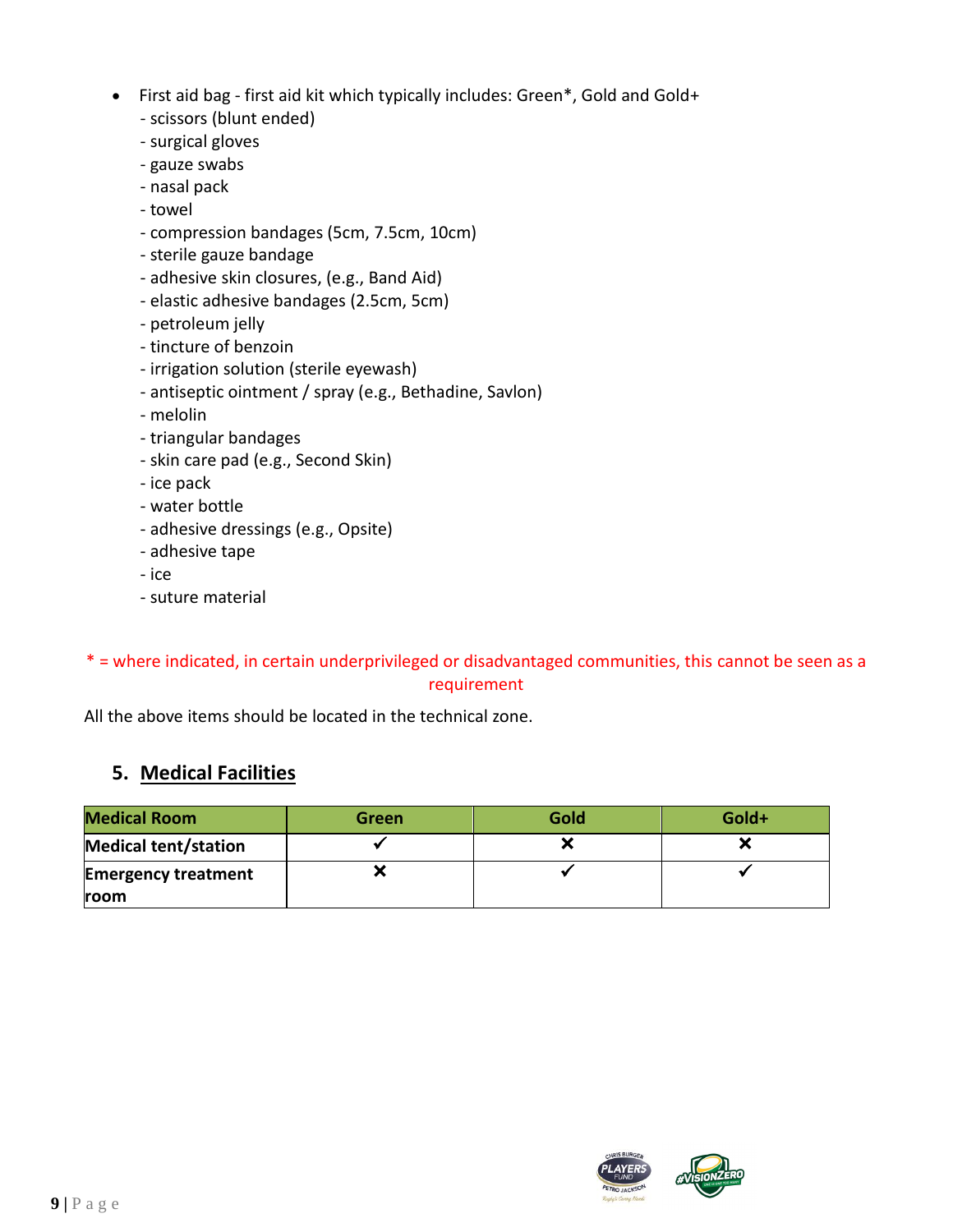- First aid bag - first aid kit which typically includes: Green*, Gold and Gold+
  - scissors (blunt ended)
  - surgical gloves
  - gauze swabs
  - nasal pack
  - towel
  - compression bandages (5cm, 7.5cm, 10cm)
  - sterile gauze bandage
  - adhesive skin closures, (e.g., Band Aid)
  - elastic adhesive bandages (2.5cm, 5cm)
  - petroleum jelly
  - tincture of benzoin
  - irrigation solution (sterile eyewash)
  - antiseptic ointment / spray (e.g., Bethadine, Savlon)
  - melolin
  - triangular bandages
  - skin care pad (e.g., Second Skin)
  - ice pack
  - water bottle
  - adhesive dressings (e.g., Opsite)
  - adhesive tape
  - ice
  - suture material

* = where indicated, in certain underprivileged or disadvantaged communities, this cannot be seen as a requirement

All the above items should be located in the technical zone.

## 5. Medical Facilities

| Medical Room | Green | Gold | Gold+ |
| --- | --- | --- | --- |
| **Medical tent/station** | ✓ | ✗ | ✗ |
| **Emergency treatment room** | ✗ | ✓ | ✓ |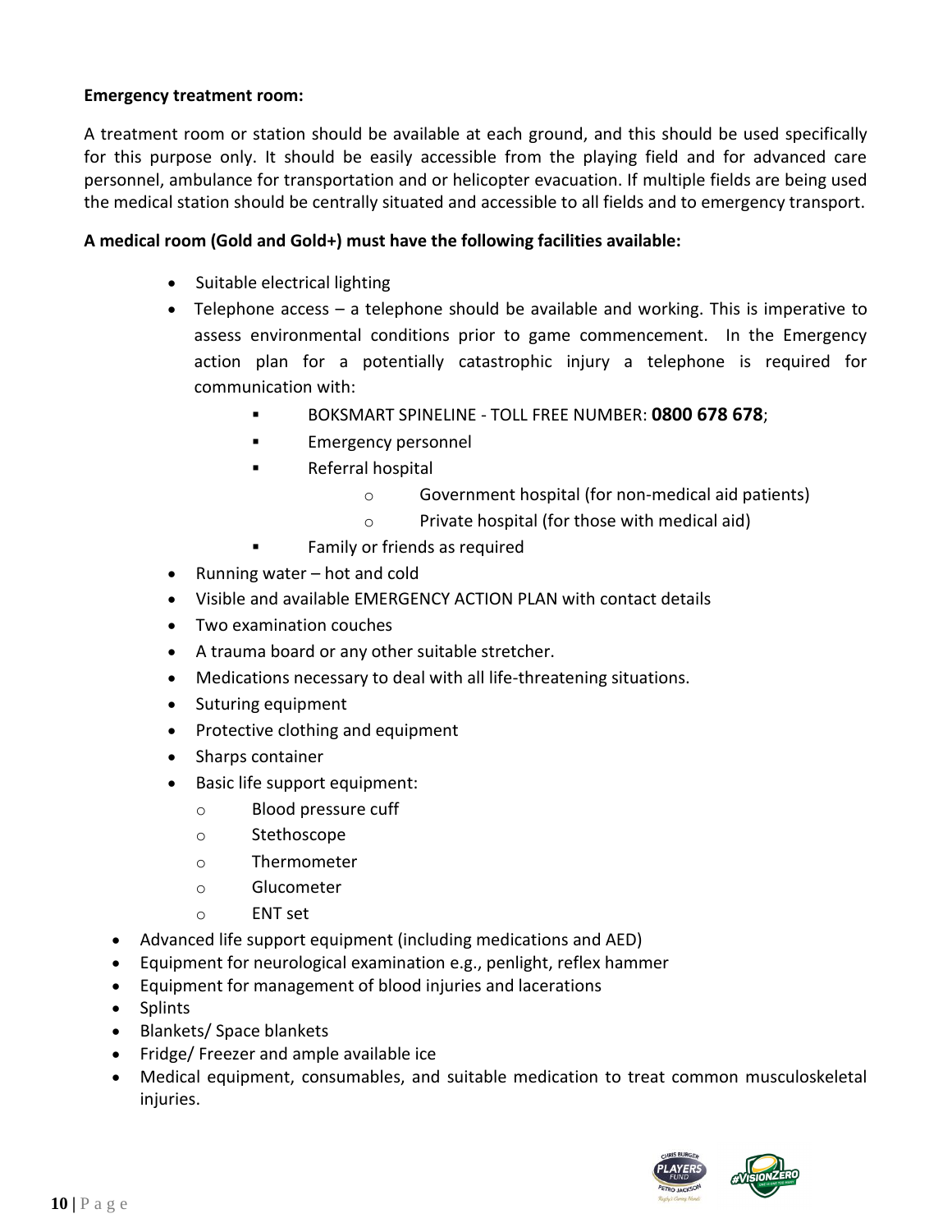**Emergency treatment room:**

A treatment room or station should be available at each ground, and this should be used specifically for this purpose only. It should be easily accessible from the playing field and for advanced care personnel, ambulance for transportation and or helicopter evacuation. If multiple fields are being used the medical station should be centrally situated and accessible to all fields and to emergency transport.

**A medical room (Gold and Gold+) must have the following facilities available:**

- Suitable electrical lighting
- Telephone access – a telephone should be available and working. This is imperative to assess environmental conditions prior to game commencement. In the Emergency action plan for a potentially catastrophic injury a telephone is required for communication with:
    - BOKSMART SPINELINE - TOLL FREE NUMBER: **0800 678 678**;
    - Emergency personnel
    - Referral hospital
        - Government hospital (for non-medical aid patients)
        - Private hospital (for those with medical aid)
    - Family or friends as required
- Running water – hot and cold
- Visible and available EMERGENCY ACTION PLAN with contact details
- Two examination couches
- A trauma board or any other suitable stretcher.
- Medications necessary to deal with all life-threatening situations.
- Suturing equipment
- Protective clothing and equipment
- Sharps container
- Basic life support equipment:
    - Blood pressure cuff
    - Stethoscope
    - Thermometer
    - Glucometer
    - ENT set
- Advanced life support equipment (including medications and AED)
- Equipment for neurological examination e.g., penlight, reflex hammer
- Equipment for management of blood injuries and lacerations
- Splints
- Blankets/ Space blankets
- Fridge/ Freezer and ample available ice
- Medical equipment, consumables, and suitable medication to treat common musculoskeletal injuries.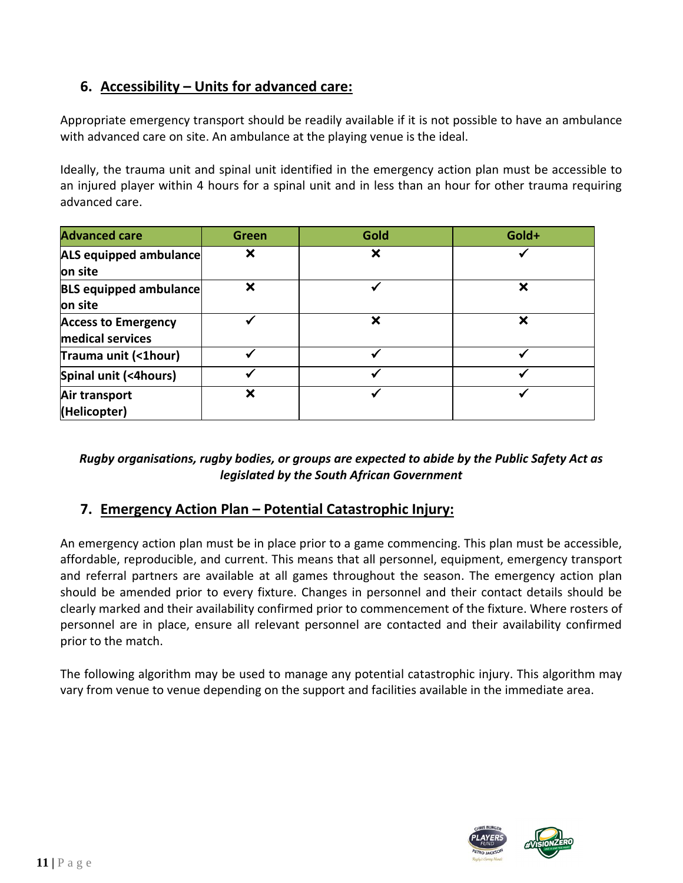## 6. Accessibility – Units for advanced care:

Appropriate emergency transport should be readily available if it is not possible to have an ambulance with advanced care on site. An ambulance at the playing venue is the ideal.

Ideally, the trauma unit and spinal unit identified in the emergency action plan must be accessible to an injured player within 4 hours for a spinal unit and in less than an hour for other trauma requiring advanced care.

| Advanced care | Green | Gold | Gold+ |
|---|---|---|---|
| **ALS equipped ambulance on site** | ✗ | ✗ | ✓ |
| **BLS equipped ambulance on site** | ✗ | ✓ | ✗ |
| **Access to Emergency medical services** | ✓ | ✗ | ✗ |
| **Trauma unit (<1hour)** | ✓ | ✓ | ✓ |
| **Spinal unit (<4hours)** | ✓ | ✓ | ✓ |
| **Air transport (Helicopter)** | ✗ | ✓ | ✓ |

***Rugby organisations, rugby bodies, or groups are expected to abide by the Public Safety Act as legislated by the South African Government***

## 7. Emergency Action Plan – Potential Catastrophic Injury:

An emergency action plan must be in place prior to a game commencing. This plan must be accessible, affordable, reproducible, and current. This means that all personnel, equipment, emergency transport and referral partners are available at all games throughout the season. The emergency action plan should be amended prior to every fixture. Changes in personnel and their contact details should be clearly marked and their availability confirmed prior to commencement of the fixture. Where rosters of personnel are in place, ensure all relevant personnel are contacted and their availability confirmed prior to the match.

The following algorithm may be used to manage any potential catastrophic injury. This algorithm may vary from venue to venue depending on the support and facilities available in the immediate area.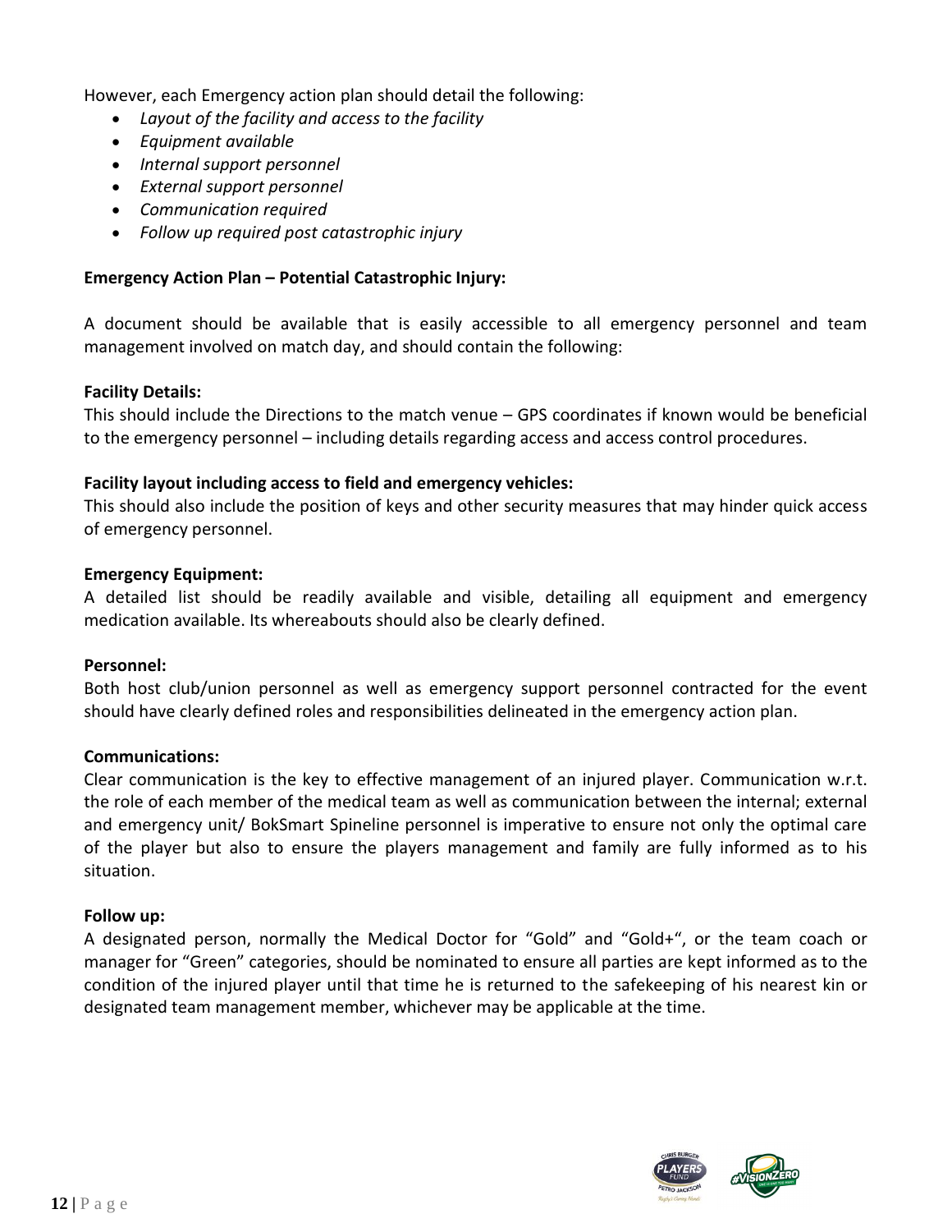However, each Emergency action plan should detail the following:

- *Layout of the facility and access to the facility*
- *Equipment available*
- *Internal support personnel*
- *External support personnel*
- *Communication required*
- *Follow up required post catastrophic injury*

**Emergency Action Plan – Potential Catastrophic Injury:**

A document should be available that is easily accessible to all emergency personnel and team management involved on match day, and should contain the following:

**Facility Details:**
This should include the Directions to the match venue – GPS coordinates if known would be beneficial to the emergency personnel – including details regarding access and access control procedures.

**Facility layout including access to field and emergency vehicles:**
This should also include the position of keys and other security measures that may hinder quick access of emergency personnel.

**Emergency Equipment:**
A detailed list should be readily available and visible, detailing all equipment and emergency medication available. Its whereabouts should also be clearly defined.

**Personnel:**
Both host club/union personnel as well as emergency support personnel contracted for the event should have clearly defined roles and responsibilities delineated in the emergency action plan.

**Communications:**
Clear communication is the key to effective management of an injured player. Communication w.r.t. the role of each member of the medical team as well as communication between the internal; external and emergency unit/ BokSmart Spineline personnel is imperative to ensure not only the optimal care of the player but also to ensure the players management and family are fully informed as to his situation.

**Follow up:**
A designated person, normally the Medical Doctor for "Gold" and "Gold+", or the team coach or manager for "Green" categories, should be nominated to ensure all parties are kept informed as to the condition of the injured player until that time he is returned to the safekeeping of his nearest kin or designated team management member, whichever may be applicable at the time.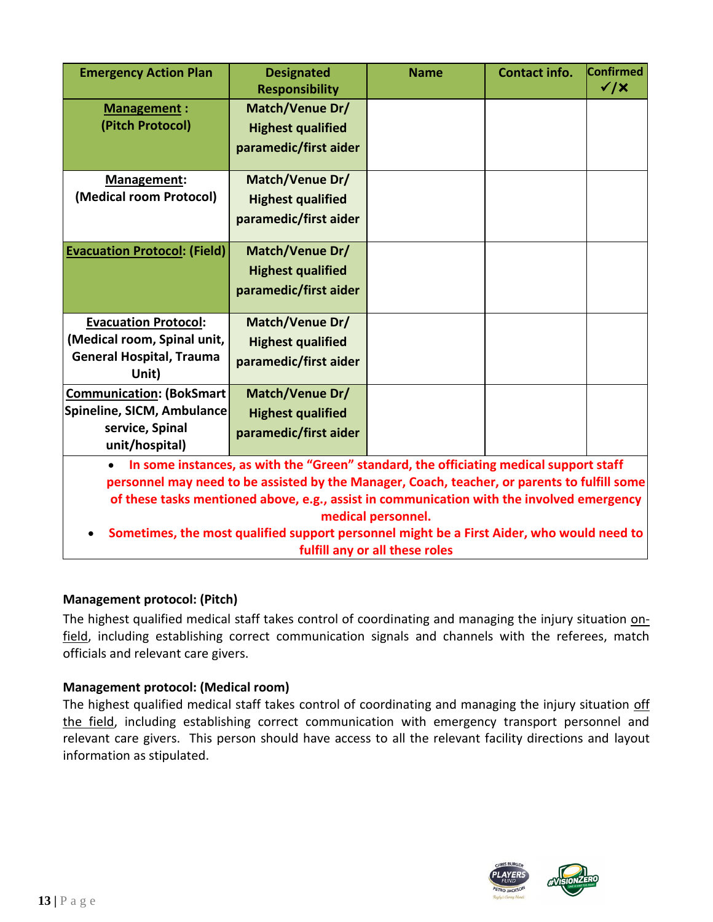| Emergency Action Plan | Designated Responsibility | Name | Contact info. | Confirmed ✓/✗ |
|---|---|---|---|---|
| **Management** : (Pitch Protocol) | Match/Venue Dr/ Highest qualified paramedic/first aider | | | |
| **Management**: (Medical room Protocol) | Match/Venue Dr/ Highest qualified paramedic/first aider | | | |
| **Evacuation Protocol**: (Field) | Match/Venue Dr/ Highest qualified paramedic/first aider | | | |
| **Evacuation Protocol**: (Medical room, Spinal unit, General Hospital, Trauma Unit) | Match/Venue Dr/ Highest qualified paramedic/first aider | | | |
| **Communication**: (BokSmart Spineline, SICM, Ambulance service, Spinal unit/hospital) | Match/Venue Dr/ Highest qualified paramedic/first aider | | | |

- **In some instances, as with the "Green" standard, the officiating medical support staff personnel may need to be assisted by the Manager, Coach, teacher, or parents to fulfill some of these tasks mentioned above, e.g., assist in communication with the involved emergency medical personnel.**
- **Sometimes, the most qualified support personnel might be a First Aider, who would need to fulfill any or all these roles**

**Management protocol: (Pitch)**

The highest qualified medical staff takes control of coordinating and managing the injury situation on-field, including establishing correct communication signals and channels with the referees, match officials and relevant care givers.

**Management protocol: (Medical room)**

The highest qualified medical staff takes control of coordinating and managing the injury situation off the field, including establishing correct communication with emergency transport personnel and relevant care givers. This person should have access to all the relevant facility directions and layout information as stipulated.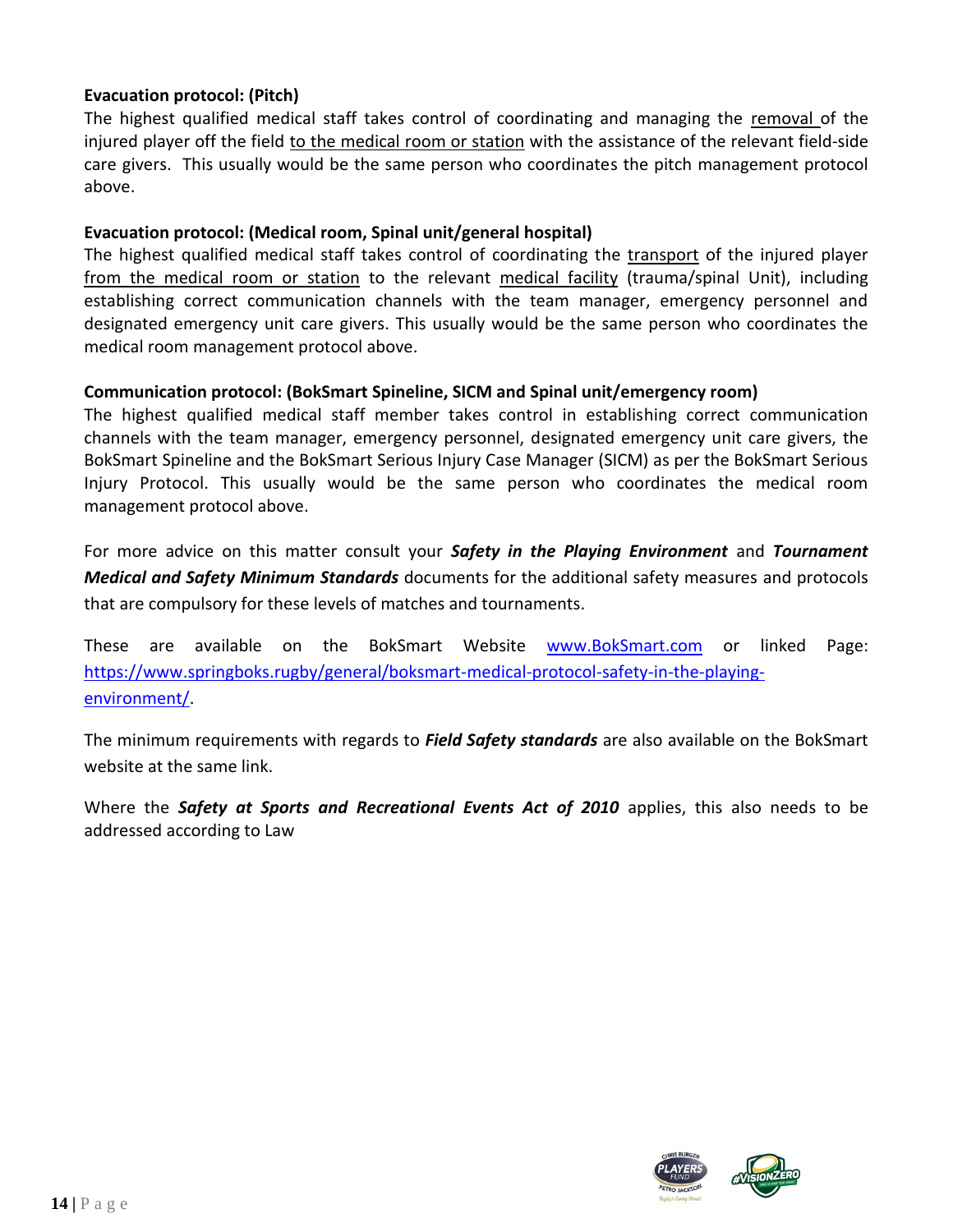**Evacuation protocol: (Pitch)**

The highest qualified medical staff takes control of coordinating and managing the removal of the injured player off the field to the medical room or station with the assistance of the relevant field-side care givers. This usually would be the same person who coordinates the pitch management protocol above.

**Evacuation protocol: (Medical room, Spinal unit/general hospital)**

The highest qualified medical staff takes control of coordinating the transport of the injured player from the medical room or station to the relevant medical facility (trauma/spinal Unit), including establishing correct communication channels with the team manager, emergency personnel and designated emergency unit care givers. This usually would be the same person who coordinates the medical room management protocol above.

**Communication protocol: (BokSmart Spineline, SICM and Spinal unit/emergency room)**

The highest qualified medical staff member takes control in establishing correct communication channels with the team manager, emergency personnel, designated emergency unit care givers, the BokSmart Spineline and the BokSmart Serious Injury Case Manager (SICM) as per the BokSmart Serious Injury Protocol. This usually would be the same person who coordinates the medical room management protocol above.

For more advice on this matter consult your ***Safety in the Playing Environment*** and ***Tournament Medical and Safety Minimum Standards*** documents for the additional safety measures and protocols that are compulsory for these levels of matches and tournaments.

These are available on the BokSmart Website [www.BokSmart.com](http://www.BokSmart.com) or linked Page: [https://www.springboks.rugby/general/boksmart-medical-protocol-safety-in-the-playing-environment/](https://www.springboks.rugby/general/boksmart-medical-protocol-safety-in-the-playing-environment/).

The minimum requirements with regards to ***Field Safety standards*** are also available on the BokSmart website at the same link.

Where the ***Safety at Sports and Recreational Events Act of 2010*** applies, this also needs to be addressed according to Law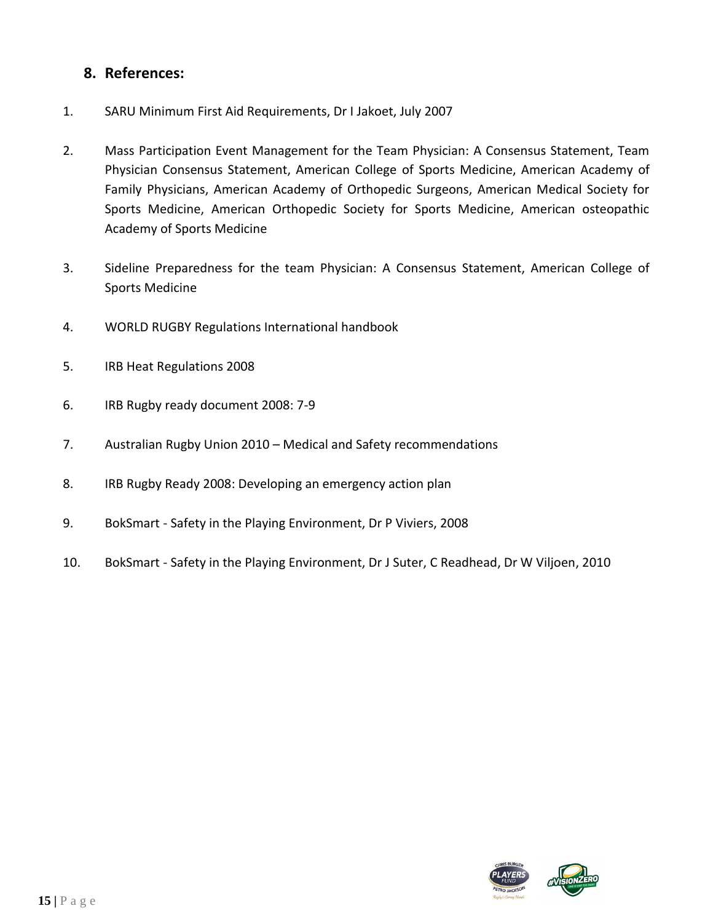## 8. References:

1. SARU Minimum First Aid Requirements, Dr I Jakoet, July 2007
2. Mass Participation Event Management for the Team Physician: A Consensus Statement, Team Physician Consensus Statement, American College of Sports Medicine, American Academy of Family Physicians, American Academy of Orthopedic Surgeons, American Medical Society for Sports Medicine, American Orthopedic Society for Sports Medicine, American osteopathic Academy of Sports Medicine
3. Sideline Preparedness for the team Physician: A Consensus Statement, American College of Sports Medicine
4. WORLD RUGBY Regulations International handbook
5. IRB Heat Regulations 2008
6. IRB Rugby ready document 2008: 7-9
7. Australian Rugby Union 2010 – Medical and Safety recommendations
8. IRB Rugby Ready 2008: Developing an emergency action plan
9. BokSmart - Safety in the Playing Environment, Dr P Viviers, 2008
10. BokSmart - Safety in the Playing Environment, Dr J Suter, C Readhead, Dr W Viljoen, 2010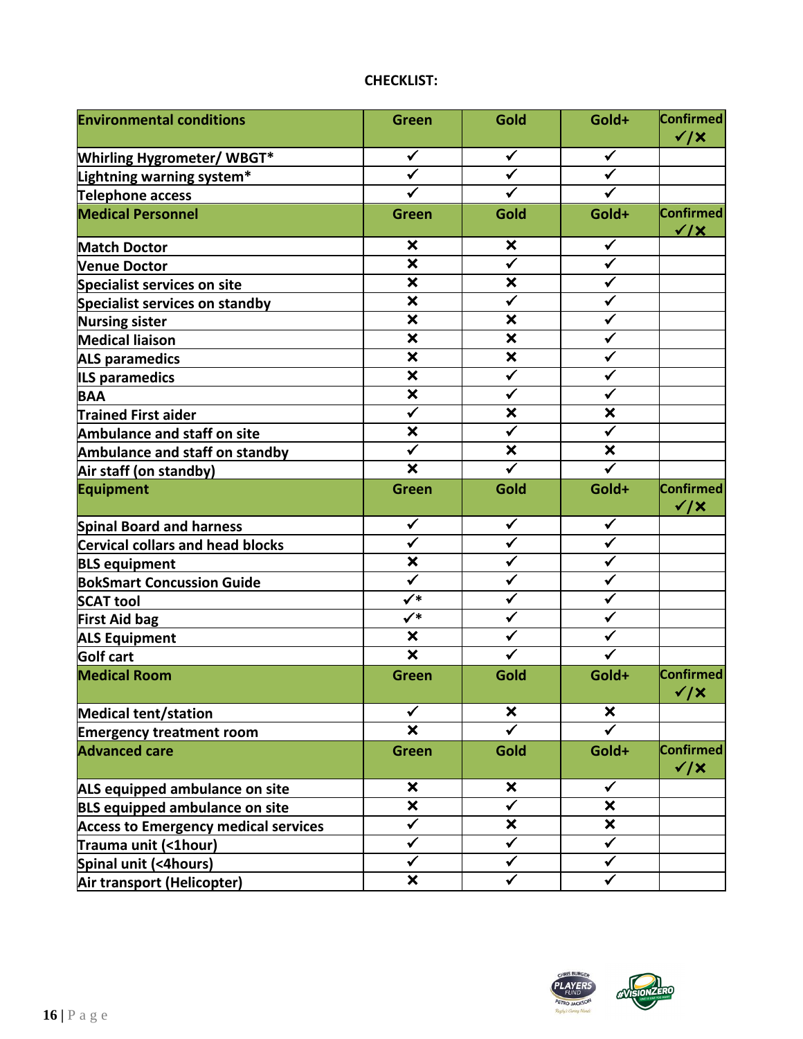**CHECKLIST:**

| Environmental conditions | Green | Gold | Gold+ | Confirmed ✓/✗ |
|---|---|---|---|---|
| Whirling Hygrometer/ WBGT* | ✓ | ✓ | ✓ | |
| Lightning warning system* | ✓ | ✓ | ✓ | |
| Telephone access | ✓ | ✓ | ✓ | |
| **Medical Personnel** | **Green** | **Gold** | **Gold+** | **Confirmed ✓/✗** |
| Match Doctor | ✗ | ✗ | ✓ | |
| Venue Doctor | ✗ | ✓ | ✓ | |
| Specialist services on site | ✗ | ✗ | ✓ | |
| Specialist services on standby | ✗ | ✓ | ✓ | |
| Nursing sister | ✗ | ✗ | ✓ | |
| Medical liaison | ✗ | ✗ | ✓ | |
| ALS paramedics | ✗ | ✗ | ✓ | |
| ILS paramedics | ✗ | ✓ | ✓ | |
| BAA | ✗ | ✓ | ✓ | |
| Trained First aider | ✓ | ✗ | ✗ | |
| Ambulance and staff on site | ✗ | ✓ | ✓ | |
| Ambulance and staff on standby | ✓ | ✗ | ✗ | |
| Air staff (on standby) | ✗ | ✓ | ✓ | |
| **Equipment** | **Green** | **Gold** | **Gold+** | **Confirmed ✓/✗** |
| Spinal Board and harness | ✓ | ✓ | ✓ | |
| Cervical collars and head blocks | ✓ | ✓ | ✓ | |
| BLS equipment | ✗ | ✓ | ✓ | |
| BokSmart Concussion Guide | ✓ | ✓ | ✓ | |
| SCAT tool | ✓* | ✓ | ✓ | |
| First Aid bag | ✓* | ✓ | ✓ | |
| ALS Equipment | ✗ | ✓ | ✓ | |
| Golf cart | ✗ | ✓ | ✓ | |
| **Medical Room** | **Green** | **Gold** | **Gold+** | **Confirmed ✓/✗** |
| Medical tent/station | ✓ | ✗ | ✗ | |
| Emergency treatment room | ✗ | ✓ | ✓ | |
| **Advanced care** | **Green** | **Gold** | **Gold+** | **Confirmed ✓/✗** |
| ALS equipped ambulance on site | ✗ | ✗ | ✓ | |
| BLS equipped ambulance on site | ✗ | ✓ | ✗ | |
| Access to Emergency medical services | ✓ | ✗ | ✗ | |
| Trauma unit (<1hour) | ✓ | ✓ | ✓ | |
| Spinal unit (<4hours) | ✓ | ✓ | ✓ | |
| Air transport (Helicopter) | ✗ | ✓ | ✓ | |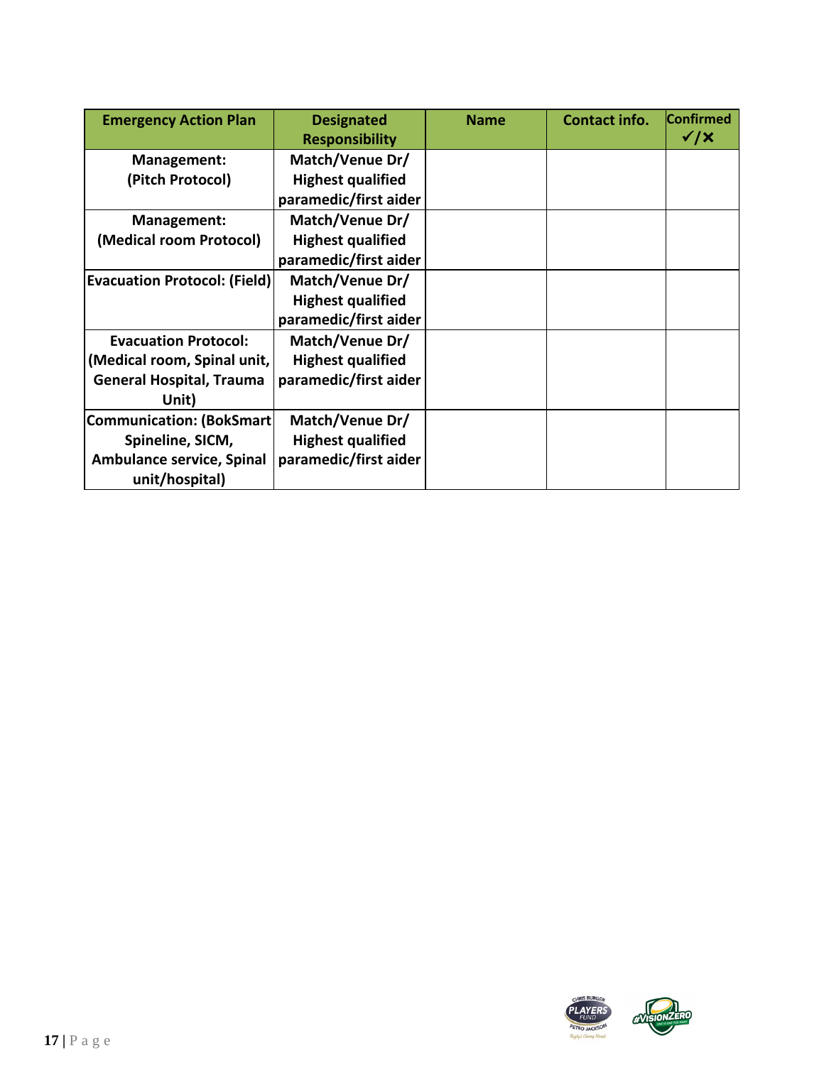| Emergency Action Plan | Designated Responsibility | Name | Contact info. | Confirmed ✓/✗ |
|---|---|---|---|---|
| **Management: (Pitch Protocol)** | **Match/Venue Dr/ Highest qualified paramedic/first aider** | | | |
| **Management: (Medical room Protocol)** | **Match/Venue Dr/ Highest qualified paramedic/first aider** | | | |
| **Evacuation Protocol: (Field)** | **Match/Venue Dr/ Highest qualified paramedic/first aider** | | | |
| **Evacuation Protocol: (Medical room, Spinal unit, General Hospital, Trauma Unit)** | **Match/Venue Dr/ Highest qualified paramedic/first aider** | | | |
| **Communication: (BokSmart Spineline, SICM, Ambulance service, Spinal unit/hospital)** | **Match/Venue Dr/ Highest qualified paramedic/first aider** | | | |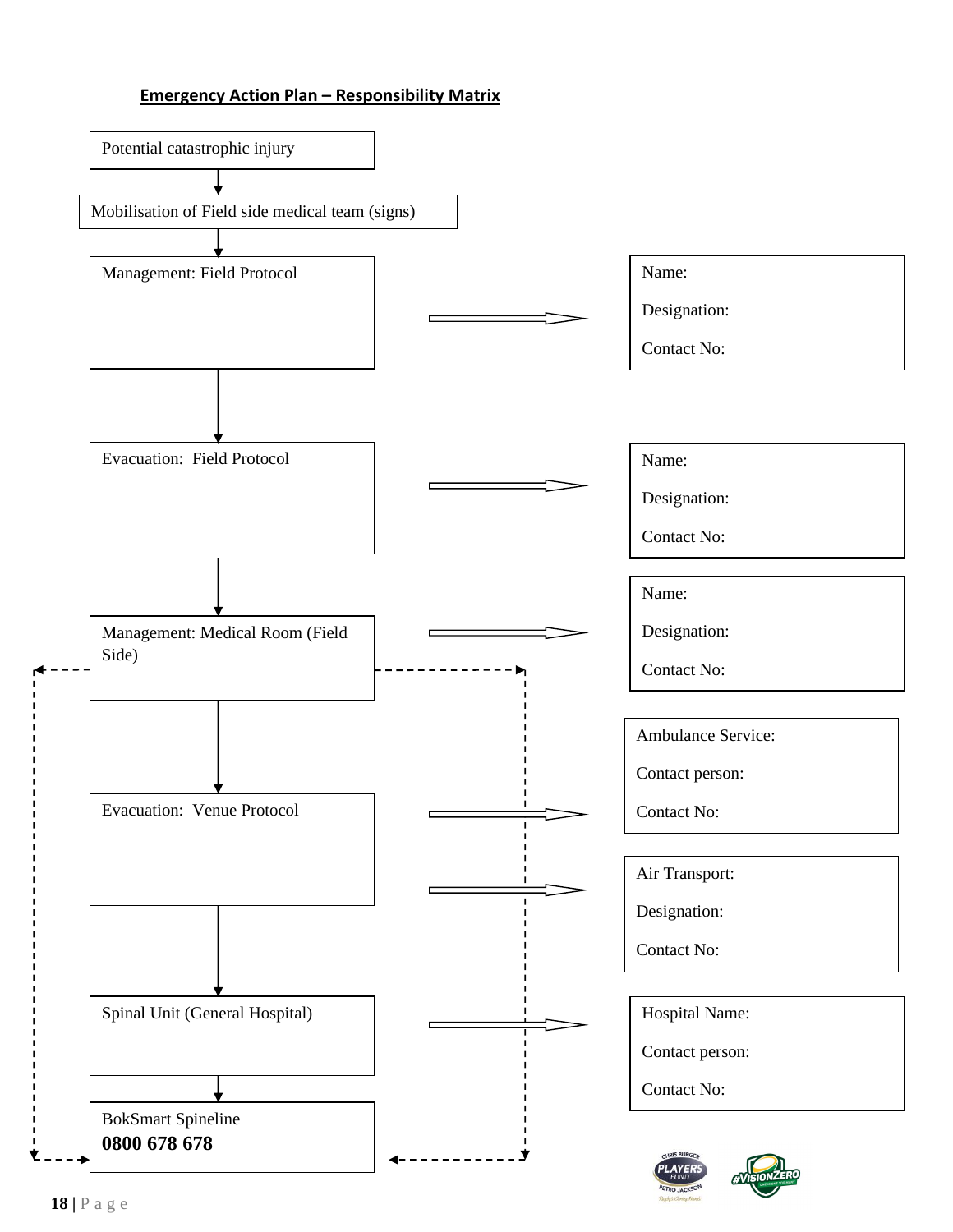**Emergency Action Plan – Responsibility Matrix**

Potential catastrophic injury

Mobilisation of Field side medical team (signs)

Management: Field Protocol

Name:

Designation:

Contact No:

Evacuation: Field Protocol

Name:

Designation:

Contact No:

Management: Medical Room (Field Side)

Name:

Designation:

Contact No:

Evacuation: Venue Protocol

Ambulance Service:

Contact person:

Contact No:

Air Transport:

Designation:

Contact No:

Spinal Unit (General Hospital)

Hospital Name:

Contact person:

Contact No:

BokSmart Spineline

**0800 678 678**